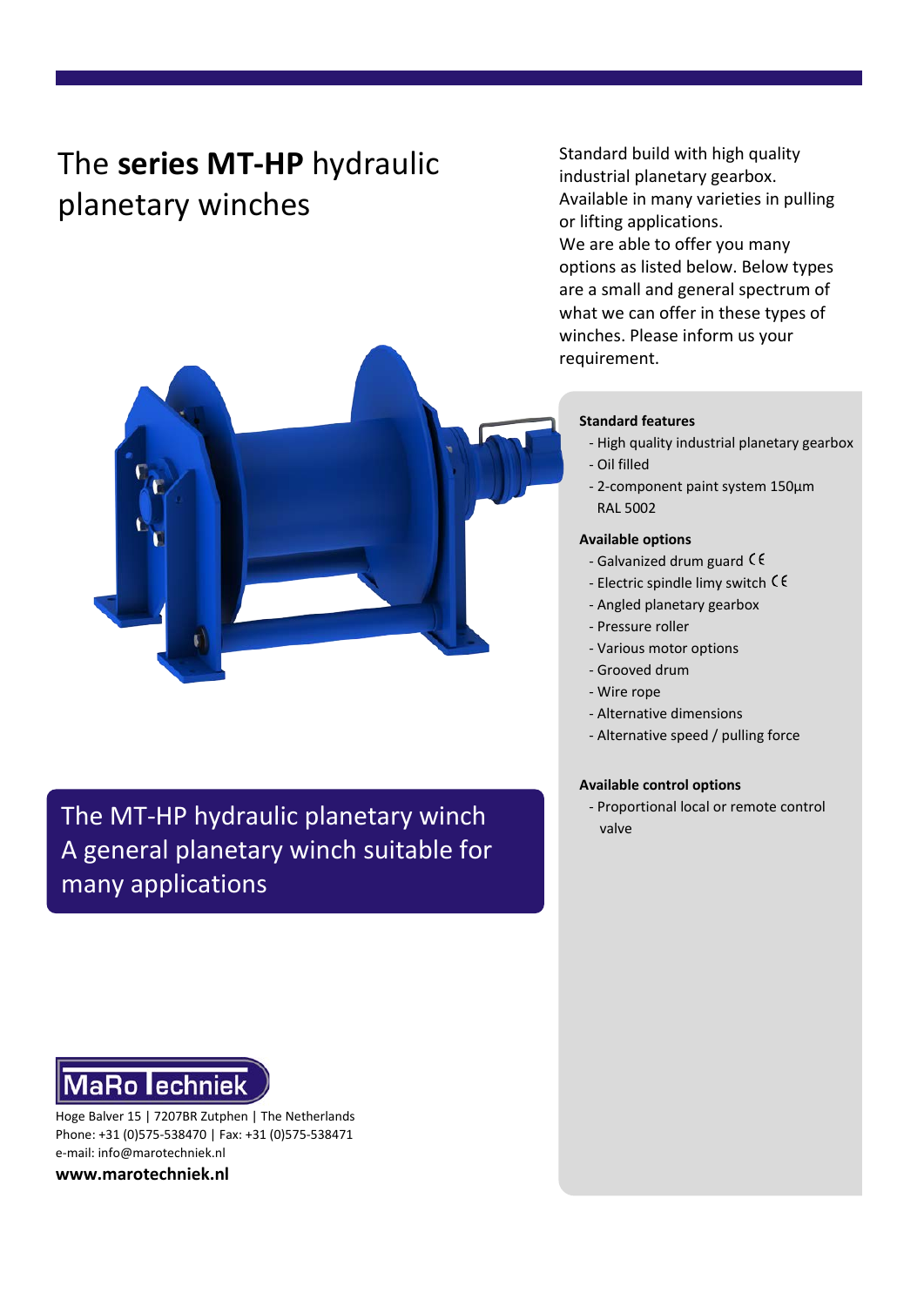# The **series MT-HP** hydraulic planetary winches

Standard build with high quality industrial planetary gearbox. Available in many varieties in pulling or lifting applications. We are able to offer you many options as listed below. Below types are a small and general spectrum of what we can offer in these types of winches. Please inform us your requirement.

**Standard features**

- High quality industrial planetary gearbox
- Oil filled
- 2-component paint system 150µm RAL 5002

**Available options**

- Galvanized drum guard CE
- Electric spindle limy switch CE
- Angled planetary gearbox
- Pressure roller
- Various motor options
- Grooved drum
- Wire rope
- Alternative dimensions
- Alternative speed / pulling force

**Available control options**

- Proportional local or remote control valve

## The MT-HP hydraulic planetary winch
## A general planetary winch suitable for many applications

MaRo Techniek

Hoge Balver 15 | 7207BR Zutphen | The Netherlands
Phone: +31 (0)575-538470 | Fax: +31 (0)575-538471
e-mail: info@marotechniek.nl

**www.marotechniek.nl**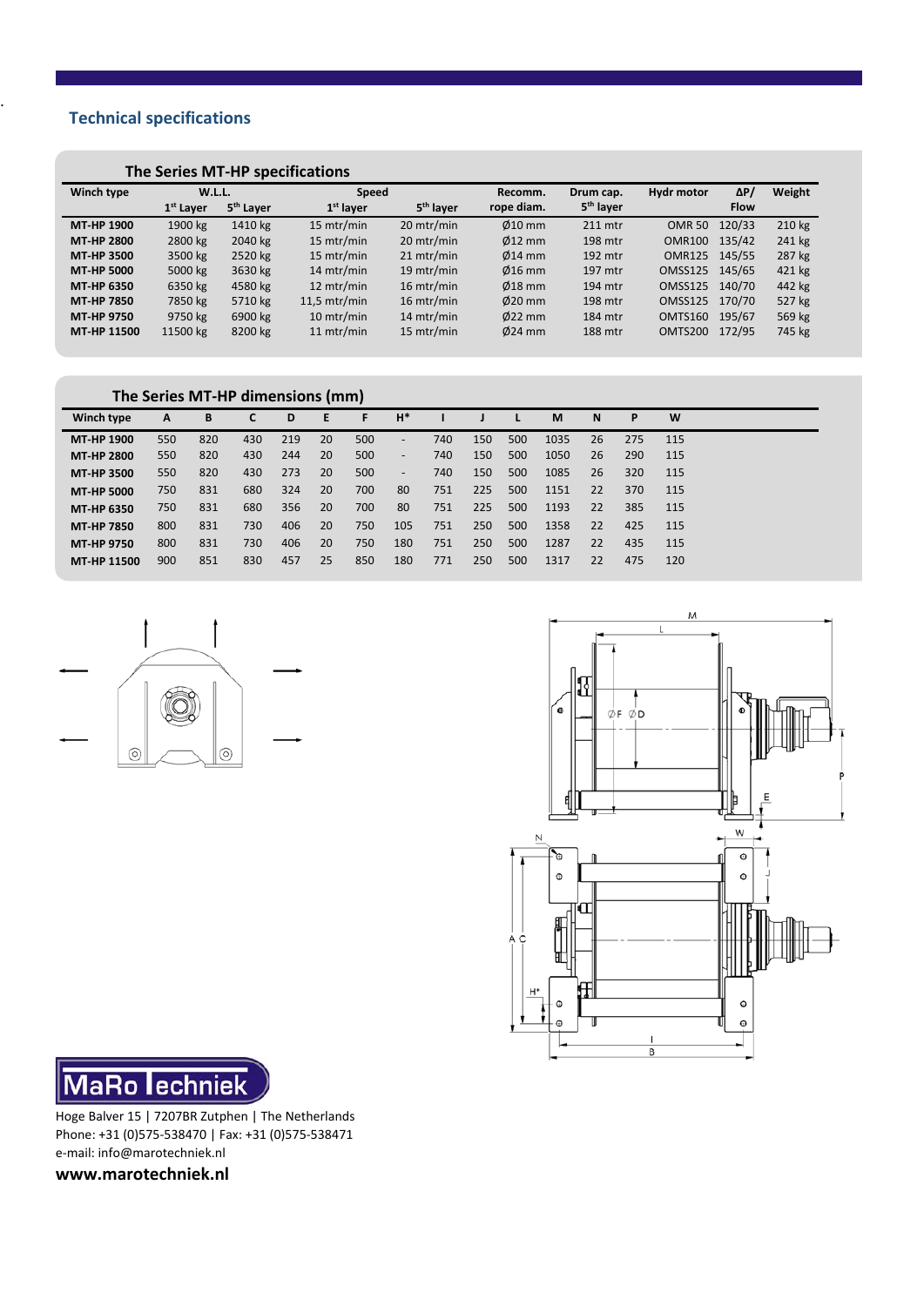## Technical specifications

### The Series MT-HP specifications

| Winch type | W.L.L. | | Speed | | Recomm. | Drum cap. | Hydr motor | ΔP/ | Weight |
|---|---|---|---|---|---|---|---|---|---|
| | 1st Layer | 5th Layer | 1st layer | 5th layer | rope diam. | 5th layer | | Flow | |
| **MT-HP 1900** | 1900 kg | 1410 kg | 15 mtr/min | 20 mtr/min | Ø10 mm | 211 mtr | OMR 50 | 120/33 | 210 kg |
| **MT-HP 2800** | 2800 kg | 2040 kg | 15 mtr/min | 20 mtr/min | Ø12 mm | 198 mtr | OMR100 | 135/42 | 241 kg |
| **MT-HP 3500** | 3500 kg | 2520 kg | 15 mtr/min | 21 mtr/min | Ø14 mm | 192 mtr | OMR125 | 145/55 | 287 kg |
| **MT-HP 5000** | 5000 kg | 3630 kg | 14 mtr/min | 19 mtr/min | Ø16 mm | 197 mtr | OMSS125 | 145/65 | 421 kg |
| **MT-HP 6350** | 6350 kg | 4580 kg | 12 mtr/min | 16 mtr/min | Ø18 mm | 194 mtr | OMSS125 | 140/70 | 442 kg |
| **MT-HP 7850** | 7850 kg | 5710 kg | 11,5 mtr/min | 16 mtr/min | Ø20 mm | 198 mtr | OMSS125 | 170/70 | 527 kg |
| **MT-HP 9750** | 9750 kg | 6900 kg | 10 mtr/min | 14 mtr/min | Ø22 mm | 184 mtr | OMTS160 | 195/67 | 569 kg |
| **MT-HP 11500** | 11500 kg | 8200 kg | 11 mtr/min | 15 mtr/min | Ø24 mm | 188 mtr | OMTS200 | 172/95 | 745 kg |

### The Series MT-HP dimensions (mm)

| Winch type | A | B | C | D | E | F | H* | I | J | L | M | N | P | W |
|---|---|---|---|---|---|---|---|---|---|---|---|---|---|---|
| **MT-HP 1900** | 550 | 820 | 430 | 219 | 20 | 500 | - | 740 | 150 | 500 | 1035 | 26 | 275 | 115 |
| **MT-HP 2800** | 550 | 820 | 430 | 244 | 20 | 500 | - | 740 | 150 | 500 | 1050 | 26 | 290 | 115 |
| **MT-HP 3500** | 550 | 820 | 430 | 273 | 20 | 500 | - | 740 | 150 | 500 | 1085 | 26 | 320 | 115 |
| **MT-HP 5000** | 750 | 831 | 680 | 324 | 20 | 700 | 80 | 751 | 225 | 500 | 1151 | 22 | 370 | 115 |
| **MT-HP 6350** | 750 | 831 | 680 | 356 | 20 | 700 | 80 | 751 | 225 | 500 | 1193 | 22 | 385 | 115 |
| **MT-HP 7850** | 800 | 831 | 730 | 406 | 20 | 750 | 105 | 751 | 250 | 500 | 1358 | 22 | 425 | 115 |
| **MT-HP 9750** | 800 | 831 | 730 | 406 | 20 | 750 | 180 | 751 | 250 | 500 | 1287 | 22 | 435 | 115 |
| **MT-HP 11500** | 900 | 851 | 830 | 457 | 25 | 850 | 180 | 771 | 250 | 500 | 1317 | 22 | 475 | 120 |

M
L
ØF ØD
P
E
W
N
J
A C
H*
I
B

MaRo Techniek

Hoge Balver 15 | 7207BR Zutphen | The Netherlands
Phone: +31 (0)575-538470 | Fax: +31 (0)575-538471
e-mail: info@marotechniek.nl

**www.marotechniek.nl**